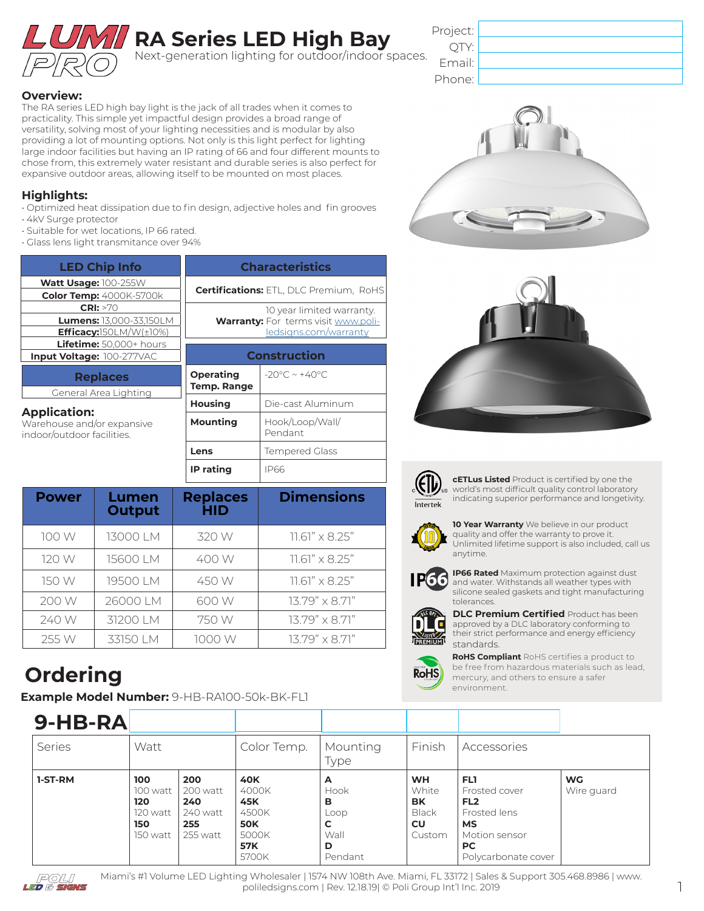# LUMI PRO RA Series LED High Bay

Next-generation lighting for outdoor/indoor spaces.

| Project: | |
|---|---|
| QTY: | |
| Email: | |
| Phone: | |

## Overview:

The RA series LED high bay light is the jack of all trades when it comes to practicality. This simple yet impactful design provides a broad range of versatility, solving most of your lighting necessities and is modular by also providing a lot of mounting options. Not only is this light perfect for lighting large indoor facilities but having an IP rating of 66 and four different mounts to chose from, this extremely water resistant and durable series is also perfect for expansive outdoor areas, allowing itself to be mounted on most places.

## Highlights:

- Optimized heat dissipation due to fin design, adjective holes and fin grooves
- 4kV Surge protector
- Suitable for wet locations, IP 66 rated.
- Glass lens light transmitance over 94%

| LED Chip Info |
|---|
| **Watt Usage:** 100-255W |
| **Color Temp:** 4000K-5700k |
| **CRI:** >70 |
| **Lumens:** 13,000-33,150LM |
| **Efficacy:**150LM/W(±10%) |
| **Lifetime:** 50,000+ hours |
| **Input Voltage:** 100-277VAC |

| Replaces |
|---|
| General Area Lighting |

**Application:**
Warehouse and/or expansive indoor/outdoor facilities.

| Characteristics |
|---|
| **Certifications:** ETL, DLC Premium, RoHS |
| **Warranty:** 10 year limited warranty. For terms visit www.poli-ledsigns.com/warranty |

| Construction | |
|---|---|
| **Operating Temp. Range** | -20°C ~ +40°C |
| **Housing** | Die-cast Aluminum |
| **Mounting** | Hook/Loop/Wall/ Pendant |
| **Lens** | Tempered Glass |
| **IP rating** | IP66 |

| Power | Lumen Output | Replaces HID | Dimensions |
|---|---|---|---|
| 100 W | 13000 LM | 320 W | 11.61" x 8.25" |
| 120 W | 15600 LM | 400 W | 11.61" x 8.25" |
| 150 W | 19500 LM | 450 W | 11.61" x 8.25" |
| 200 W | 26000 LM | 600 W | 13.79" x 8.71" |
| 240 W | 31200 LM | 750 W | 13.79" x 8.71" |
| 255 W | 33150 LM | 1000 W | 13.79" x 8.71" |

**cETLus Listed** Product is certified by one the world's most difficult quality control laboratory indicating superior performance and longevity.

**10 Year Warranty** We believe in our product quality and offer the warranty to prove it. Unlimited lifetime support is also included, call us anytime.

**IP66 Rated** Maximum protection against dust and water. Withstands all weather types with silicone sealed gaskets and tight manufacturing tolerances.

**DLC Premium Certified** Product has been approved by a DLC laboratory conforming to their strict performance and energy efficiency standards.

**RoHS Compliant** RoHS certifies a product to be free from hazardous materials such as lead, mercury, and others to ensure a safer environment.

# Ordering

**Example Model Number:** 9-HB-RA100-50k-BK-FL1

**9-HB-RA**

| Series | Watt | | Color Temp. | Mounting Type | Finish | Accessories | |
|---|---|---|---|---|---|---|---|
| **1-ST-RM** | **100** 100 watt<br>**120** 120 watt<br>**150** 150 watt | **200** 200 watt<br>**240** 240 watt<br>**255** 255 watt | **40K** 4000K<br>**45K** 4500K<br>**50K** 5000K<br>**57K** 5700K | **A** Hook<br>**B** Loop<br>**C** Wall<br>**D** Pendant | **WH** White<br>**BK** Black<br>**CU** Custom | **FL1** Frosted cover<br>**FL2** Frosted lens<br>**MS** Motion sensor<br>**PC** Polycarbonate cover | **WG** Wire guard |

Miami's #1 Volume LED Lighting Wholesaler | 1574 NW 108th Ave. Miami, FL 33172 | Sales & Support 305.468.8986 | www.poliledsigns.com | Rev. 12.18.19| © Poli Group Int'l Inc. 2019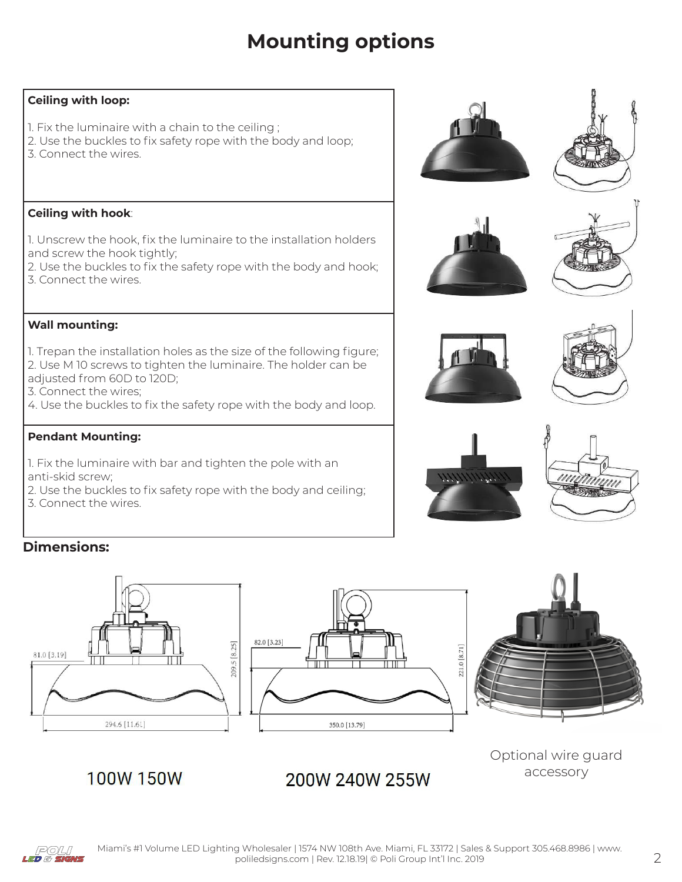# Mounting options

**Ceiling with loop:**

1. Fix the luminaire with a chain to the ceiling ;
2. Use the buckles to fix safety rope with the body and loop;
3. Connect the wires.

**Ceiling with hook**:

1. Unscrew the hook, fix the luminaire to the installation holders and screw the hook tightly;
2. Use the buckles to fix the safety rope with the body and hook;
3. Connect the wires.

**Wall mounting:**

1. Trepan the installation holes as the size of the following figure;
2. Use M 10 screws to tighten the luminaire. The holder can be adjusted from 60D to 120D;
3. Connect the wires;
4. Use the buckles to fix the safety rope with the body and loop.

**Pendant Mounting:**

1. Fix the luminaire with bar and tighten the pole with an anti-skid screw;
2. Use the buckles to fix safety rope with the body and ceiling;
3. Connect the wires.

## Dimensions:

81.0 [3.19]

209.5 [8.25]

294.6 [11.61]

100W 150W

82.0 [3.23]

221.0 [8.71]

350.0 [13.79]

200W 240W 255W

Optional wire guard accessory